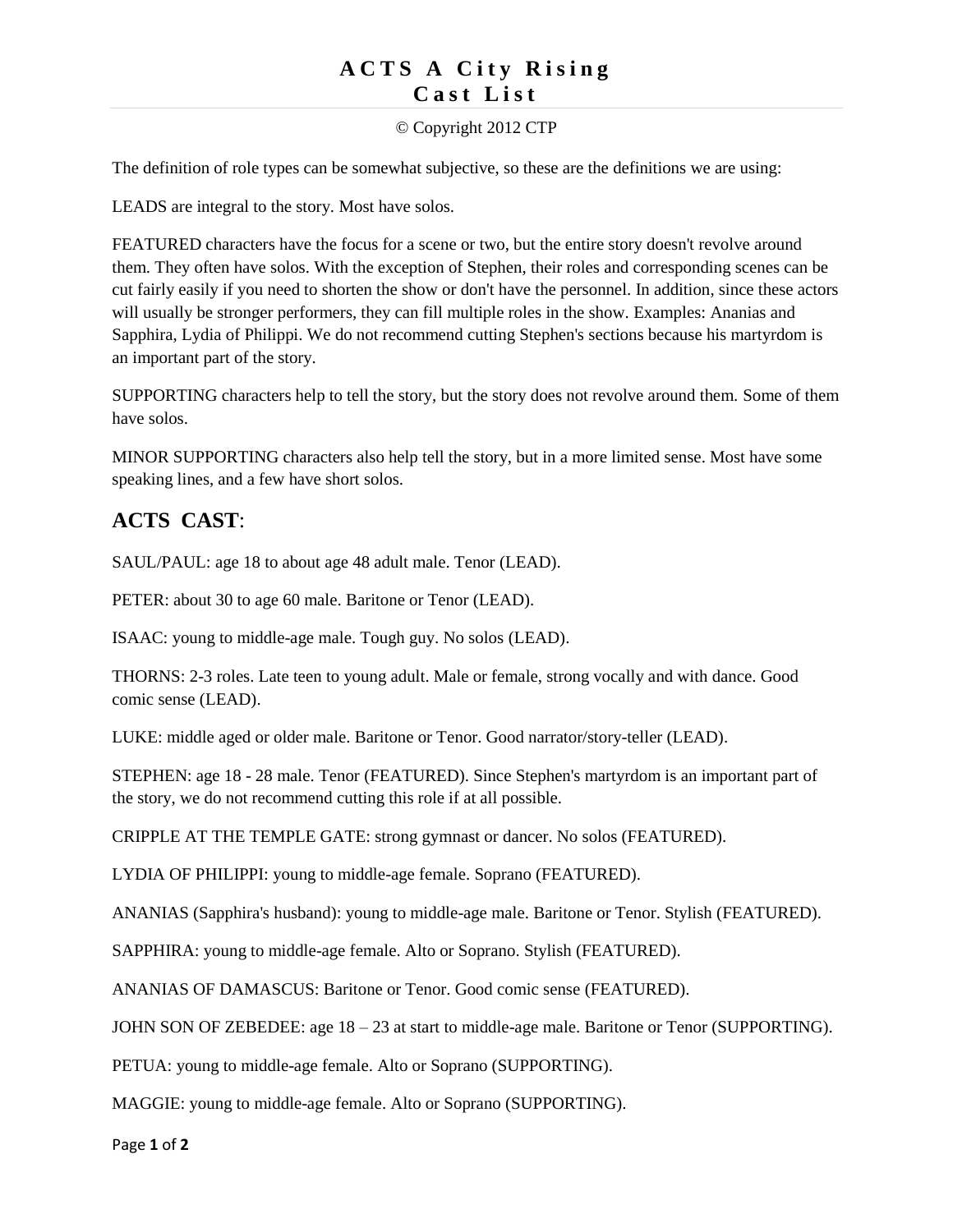# ACTS A City Rising
# Cast List

© Copyright 2012 CTP

The definition of role types can be somewhat subjective, so these are the definitions we are using:

LEADS are integral to the story. Most have solos.

FEATURED characters have the focus for a scene or two, but the entire story doesn't revolve around them. They often have solos. With the exception of Stephen, their roles and corresponding scenes can be cut fairly easily if you need to shorten the show or don't have the personnel. In addition, since these actors will usually be stronger performers, they can fill multiple roles in the show. Examples: Ananias and Sapphira, Lydia of Philippi. We do not recommend cutting Stephen's sections because his martyrdom is an important part of the story.

SUPPORTING characters help to tell the story, but the story does not revolve around them. Some of them have solos.

MINOR SUPPORTING characters also help tell the story, but in a more limited sense. Most have some speaking lines, and a few have short solos.

## ACTS CAST:

SAUL/PAUL: age 18 to about age 48 adult male. Tenor (LEAD).

PETER: about 30 to age 60 male. Baritone or Tenor (LEAD).

ISAAC: young to middle-age male. Tough guy. No solos (LEAD).

THORNS: 2-3 roles. Late teen to young adult. Male or female, strong vocally and with dance. Good comic sense (LEAD).

LUKE: middle aged or older male. Baritone or Tenor. Good narrator/story-teller (LEAD).

STEPHEN: age 18 - 28 male. Tenor (FEATURED). Since Stephen's martyrdom is an important part of the story, we do not recommend cutting this role if at all possible.

CRIPPLE AT THE TEMPLE GATE: strong gymnast or dancer. No solos (FEATURED).

LYDIA OF PHILIPPI: young to middle-age female. Soprano (FEATURED).

ANANIAS (Sapphira's husband): young to middle-age male. Baritone or Tenor. Stylish (FEATURED).

SAPPHIRA: young to middle-age female. Alto or Soprano. Stylish (FEATURED).

ANANIAS OF DAMASCUS: Baritone or Tenor. Good comic sense (FEATURED).

JOHN SON OF ZEBEDEE: age 18 – 23 at start to middle-age male. Baritone or Tenor (SUPPORTING).

PETUA: young to middle-age female. Alto or Soprano (SUPPORTING).

MAGGIE: young to middle-age female. Alto or Soprano (SUPPORTING).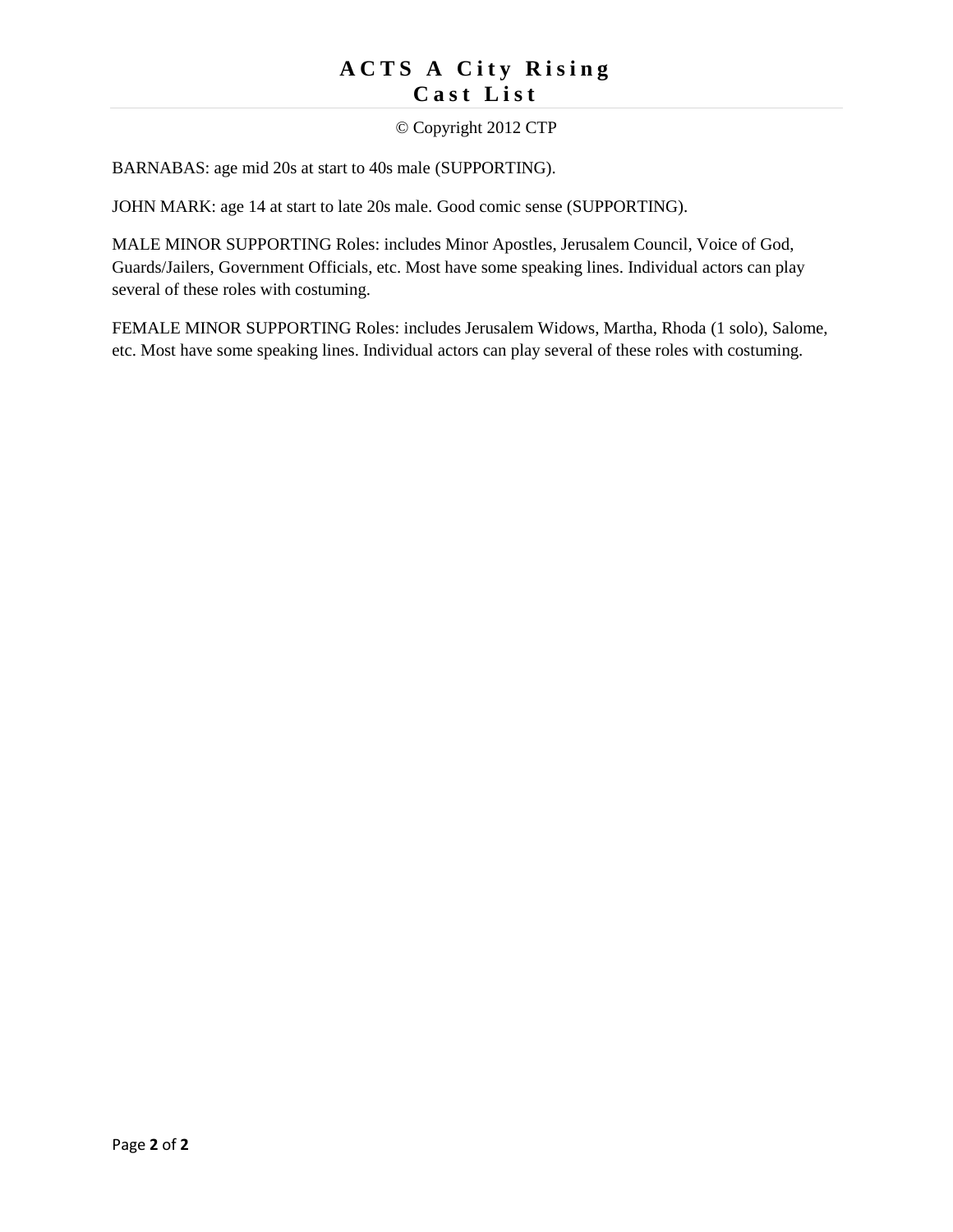# ACTS A City Rising
# Cast List

© Copyright 2012 CTP

BARNABAS: age mid 20s at start to 40s male (SUPPORTING).

JOHN MARK: age 14 at start to late 20s male. Good comic sense (SUPPORTING).

MALE MINOR SUPPORTING Roles: includes Minor Apostles, Jerusalem Council, Voice of God, Guards/Jailers, Government Officials, etc. Most have some speaking lines. Individual actors can play several of these roles with costuming.

FEMALE MINOR SUPPORTING Roles: includes Jerusalem Widows, Martha, Rhoda (1 solo), Salome, etc. Most have some speaking lines. Individual actors can play several of these roles with costuming.